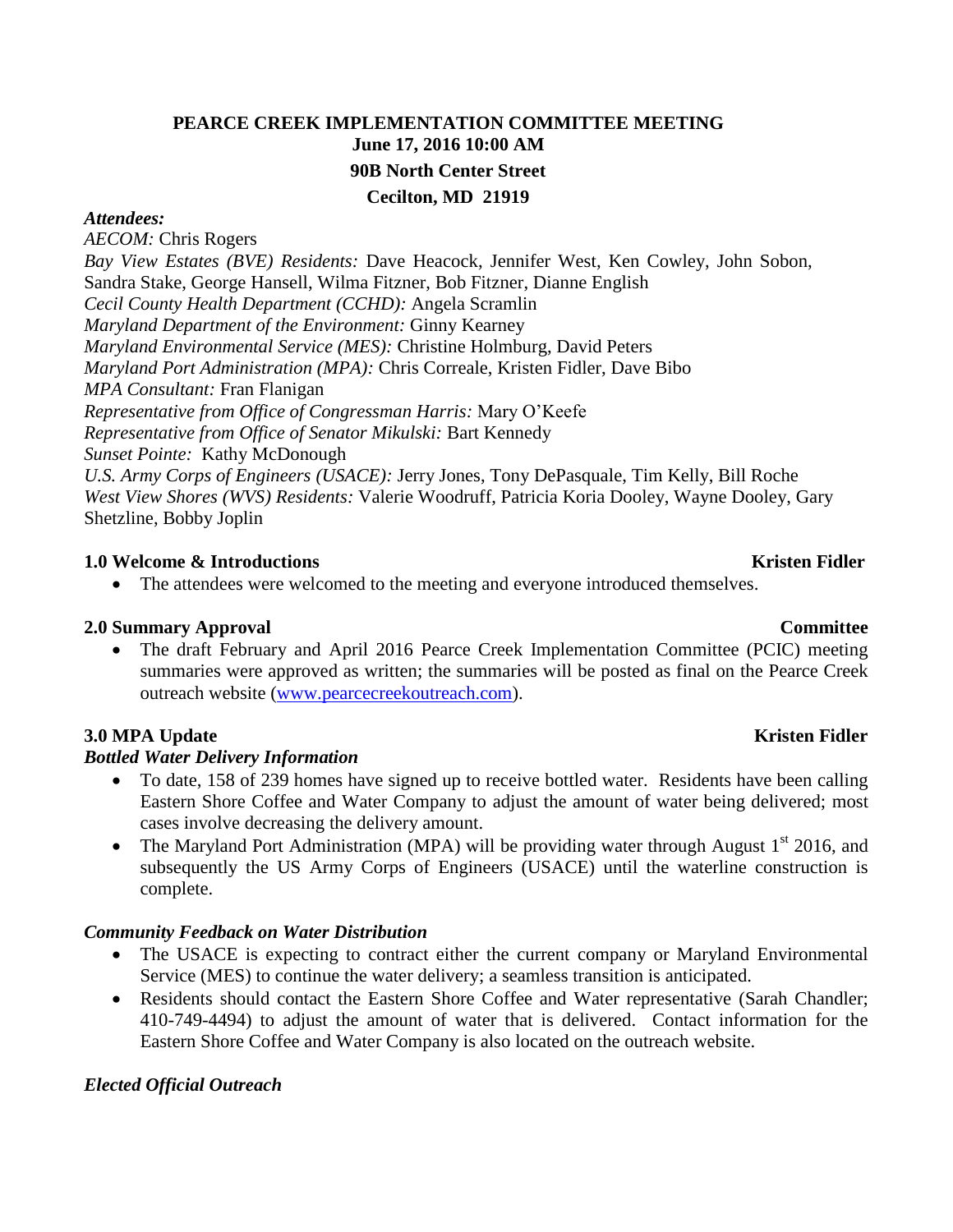# PEARCE CREEK IMPLEMENTATION COMMITTEE MEETING

**June 17, 2016 10:00 AM**

**90B North Center Street**

**Cecilton, MD 21919**

***Attendees:***

*AECOM:* Chris Rogers
*Bay View Estates (BVE) Residents:* Dave Heacock, Jennifer West, Ken Cowley, John Sobon, Sandra Stake, George Hansell, Wilma Fitzner, Bob Fitzner, Dianne English
*Cecil County Health Department (CCHD):* Angela Scramlin
*Maryland Department of the Environment:* Ginny Kearney
*Maryland Environmental Service (MES):* Christine Holmburg, David Peters
*Maryland Port Administration (MPA):* Chris Correale, Kristen Fidler, Dave Bibo
*MPA Consultant:* Fran Flanigan
*Representative from Office of Congressman Harris:* Mary O'Keefe
*Representative from Office of Senator Mikulski:* Bart Kennedy
*Sunset Pointe:* Kathy McDonough
*U.S. Army Corps of Engineers (USACE):* Jerry Jones, Tony DePasquale, Tim Kelly, Bill Roche
*West View Shores (WVS) Residents:* Valerie Woodruff, Patricia Koria Dooley, Wayne Dooley, Gary Shetzline, Bobby Joplin

## 1.0 Welcome & Introductions — Kristen Fidler

- The attendees were welcomed to the meeting and everyone introduced themselves.

## 2.0 Summary Approval — Committee

- The draft February and April 2016 Pearce Creek Implementation Committee (PCIC) meeting summaries were approved as written; the summaries will be posted as final on the Pearce Creek outreach website (www.pearcecreekoutreach.com).

## 3.0 MPA Update — Kristen Fidler

### *Bottled Water Delivery Information*

- To date, 158 of 239 homes have signed up to receive bottled water. Residents have been calling Eastern Shore Coffee and Water Company to adjust the amount of water being delivered; most cases involve decreasing the delivery amount.
- The Maryland Port Administration (MPA) will be providing water through August 1st 2016, and subsequently the US Army Corps of Engineers (USACE) until the waterline construction is complete.

### *Community Feedback on Water Distribution*

- The USACE is expecting to contract either the current company or Maryland Environmental Service (MES) to continue the water delivery; a seamless transition is anticipated.
- Residents should contact the Eastern Shore Coffee and Water representative (Sarah Chandler; 410-749-4494) to adjust the amount of water that is delivered. Contact information for the Eastern Shore Coffee and Water Company is also located on the outreach website.

### *Elected Official Outreach*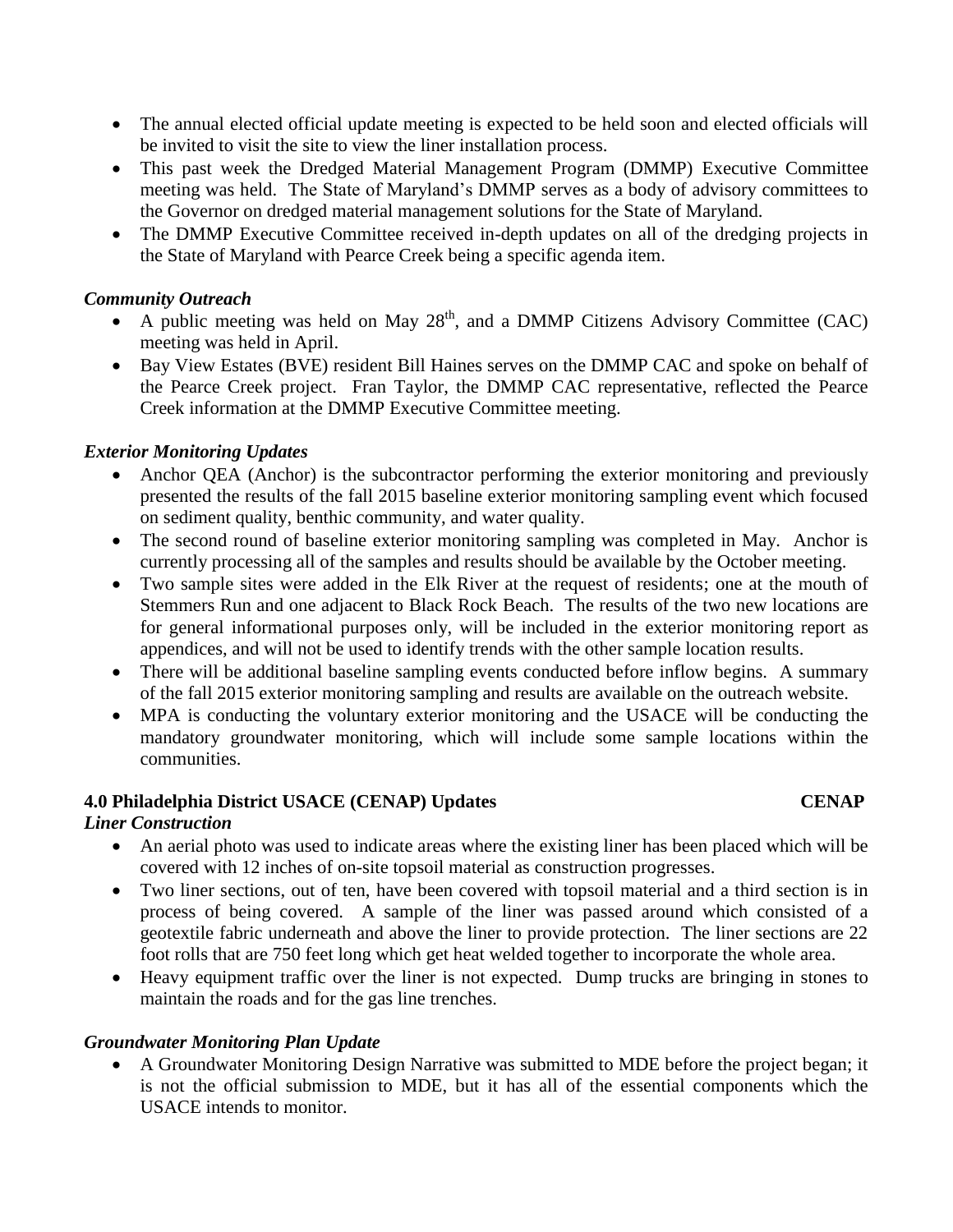- The annual elected official update meeting is expected to be held soon and elected officials will be invited to visit the site to view the liner installation process.
- This past week the Dredged Material Management Program (DMMP) Executive Committee meeting was held. The State of Maryland's DMMP serves as a body of advisory committees to the Governor on dredged material management solutions for the State of Maryland.
- The DMMP Executive Committee received in-depth updates on all of the dredging projects in the State of Maryland with Pearce Creek being a specific agenda item.

***Community Outreach***

- A public meeting was held on May 28th, and a DMMP Citizens Advisory Committee (CAC) meeting was held in April.
- Bay View Estates (BVE) resident Bill Haines serves on the DMMP CAC and spoke on behalf of the Pearce Creek project. Fran Taylor, the DMMP CAC representative, reflected the Pearce Creek information at the DMMP Executive Committee meeting.

***Exterior Monitoring Updates***

- Anchor QEA (Anchor) is the subcontractor performing the exterior monitoring and previously presented the results of the fall 2015 baseline exterior monitoring sampling event which focused on sediment quality, benthic community, and water quality.
- The second round of baseline exterior monitoring sampling was completed in May. Anchor is currently processing all of the samples and results should be available by the October meeting.
- Two sample sites were added in the Elk River at the request of residents; one at the mouth of Stemmers Run and one adjacent to Black Rock Beach. The results of the two new locations are for general informational purposes only, will be included in the exterior monitoring report as appendices, and will not be used to identify trends with the other sample location results.
- There will be additional baseline sampling events conducted before inflow begins. A summary of the fall 2015 exterior monitoring sampling and results are available on the outreach website.
- MPA is conducting the voluntary exterior monitoring and the USACE will be conducting the mandatory groundwater monitoring, which will include some sample locations within the communities.

**4.0 Philadelphia District USACE (CENAP) Updates** **CENAP**

***Liner Construction***

- An aerial photo was used to indicate areas where the existing liner has been placed which will be covered with 12 inches of on-site topsoil material as construction progresses.
- Two liner sections, out of ten, have been covered with topsoil material and a third section is in process of being covered. A sample of the liner was passed around which consisted of a geotextile fabric underneath and above the liner to provide protection. The liner sections are 22 foot rolls that are 750 feet long which get heat welded together to incorporate the whole area.
- Heavy equipment traffic over the liner is not expected. Dump trucks are bringing in stones to maintain the roads and for the gas line trenches.

***Groundwater Monitoring Plan Update***

- A Groundwater Monitoring Design Narrative was submitted to MDE before the project began; it is not the official submission to MDE, but it has all of the essential components which the USACE intends to monitor.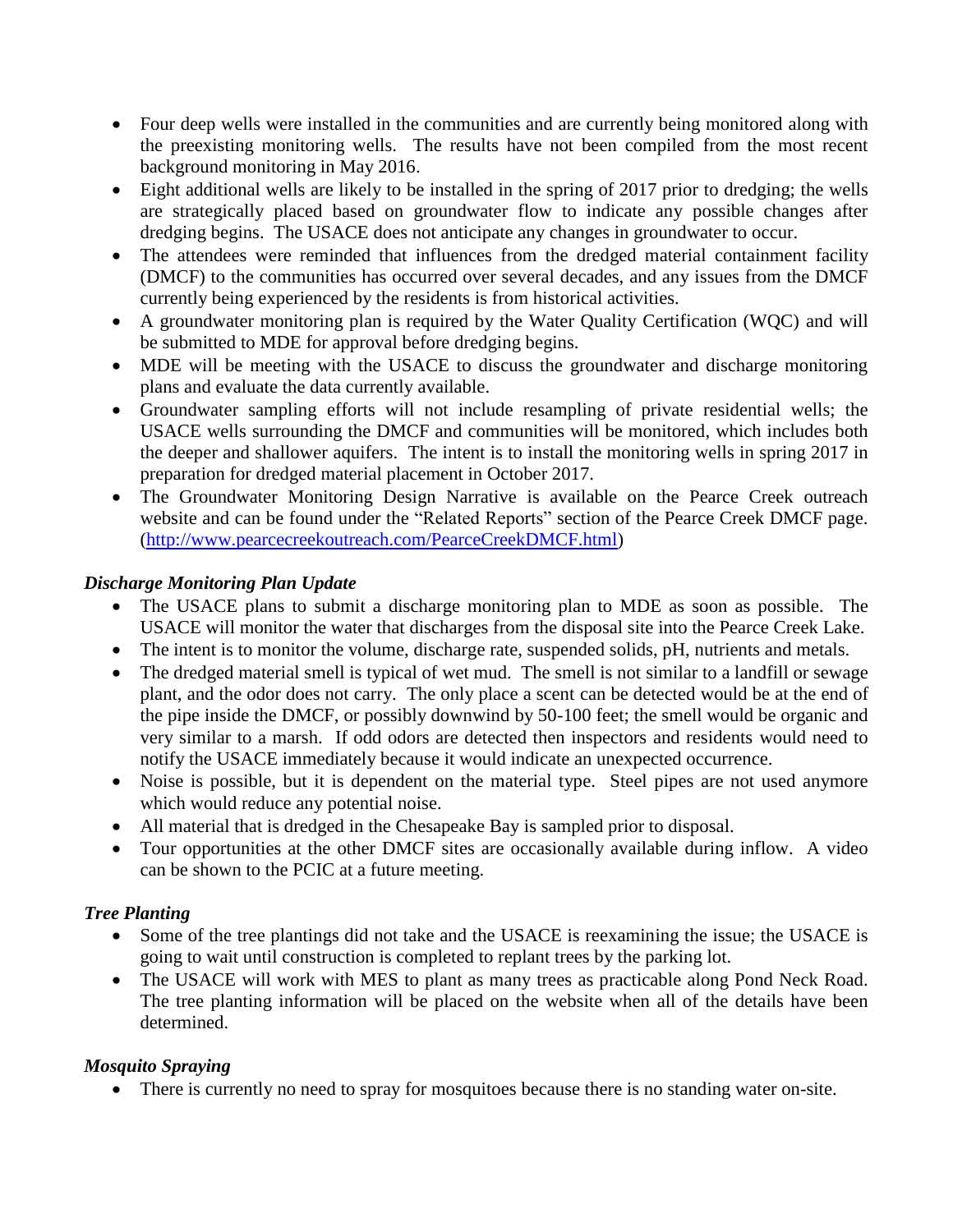- Four deep wells were installed in the communities and are currently being monitored along with the preexisting monitoring wells. The results have not been compiled from the most recent background monitoring in May 2016.
- Eight additional wells are likely to be installed in the spring of 2017 prior to dredging; the wells are strategically placed based on groundwater flow to indicate any possible changes after dredging begins. The USACE does not anticipate any changes in groundwater to occur.
- The attendees were reminded that influences from the dredged material containment facility (DMCF) to the communities has occurred over several decades, and any issues from the DMCF currently being experienced by the residents is from historical activities.
- A groundwater monitoring plan is required by the Water Quality Certification (WQC) and will be submitted to MDE for approval before dredging begins.
- MDE will be meeting with the USACE to discuss the groundwater and discharge monitoring plans and evaluate the data currently available.
- Groundwater sampling efforts will not include resampling of private residential wells; the USACE wells surrounding the DMCF and communities will be monitored, which includes both the deeper and shallower aquifers. The intent is to install the monitoring wells in spring 2017 in preparation for dredged material placement in October 2017.
- The Groundwater Monitoring Design Narrative is available on the Pearce Creek outreach website and can be found under the "Related Reports" section of the Pearce Creek DMCF page. (http://www.pearcecreekoutreach.com/PearceCreekDMCF.html)

### *Discharge Monitoring Plan Update*

- The USACE plans to submit a discharge monitoring plan to MDE as soon as possible. The USACE will monitor the water that discharges from the disposal site into the Pearce Creek Lake.
- The intent is to monitor the volume, discharge rate, suspended solids, pH, nutrients and metals.
- The dredged material smell is typical of wet mud. The smell is not similar to a landfill or sewage plant, and the odor does not carry. The only place a scent can be detected would be at the end of the pipe inside the DMCF, or possibly downwind by 50-100 feet; the smell would be organic and very similar to a marsh. If odd odors are detected then inspectors and residents would need to notify the USACE immediately because it would indicate an unexpected occurrence.
- Noise is possible, but it is dependent on the material type. Steel pipes are not used anymore which would reduce any potential noise.
- All material that is dredged in the Chesapeake Bay is sampled prior to disposal.
- Tour opportunities at the other DMCF sites are occasionally available during inflow. A video can be shown to the PCIC at a future meeting.

### *Tree Planting*

- Some of the tree plantings did not take and the USACE is reexamining the issue; the USACE is going to wait until construction is completed to replant trees by the parking lot.
- The USACE will work with MES to plant as many trees as practicable along Pond Neck Road. The tree planting information will be placed on the website when all of the details have been determined.

### *Mosquito Spraying*

- There is currently no need to spray for mosquitoes because there is no standing water on-site.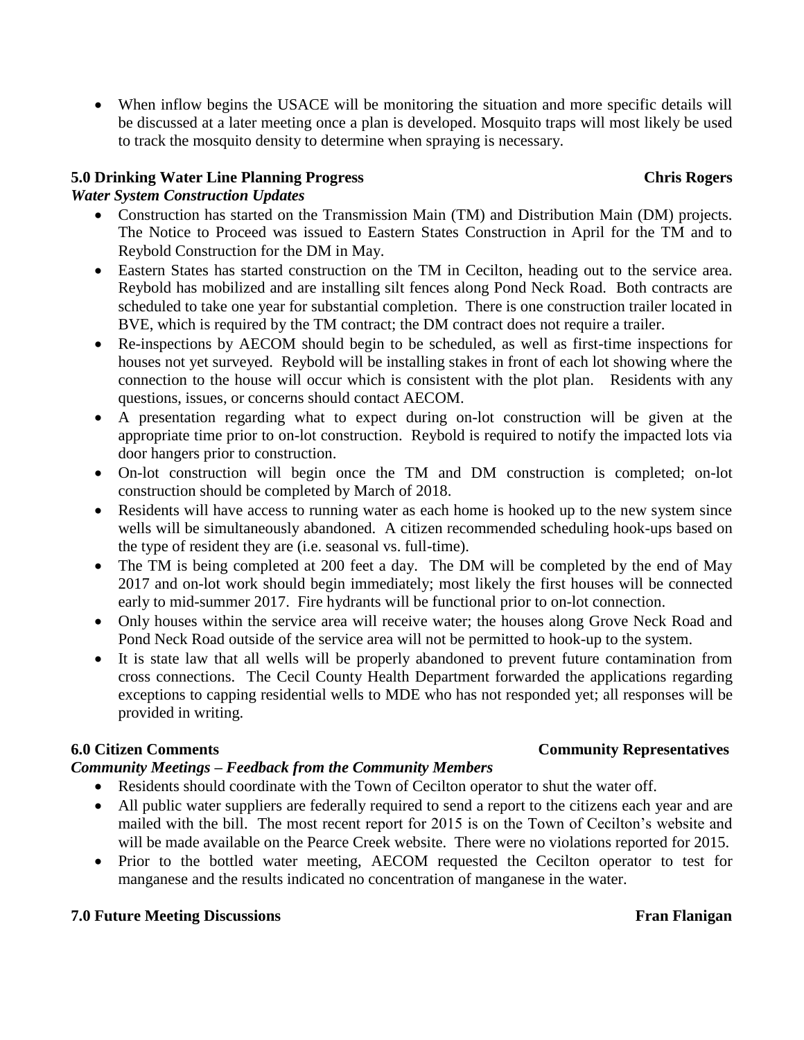- When inflow begins the USACE will be monitoring the situation and more specific details will be discussed at a later meeting once a plan is developed. Mosquito traps will most likely be used to track the mosquito density to determine when spraying is necessary.

**5.0 Drinking Water Line Planning Progress** **Chris Rogers**

***Water System Construction Updates***

- Construction has started on the Transmission Main (TM) and Distribution Main (DM) projects. The Notice to Proceed was issued to Eastern States Construction in April for the TM and to Reybold Construction for the DM in May.
- Eastern States has started construction on the TM in Cecilton, heading out to the service area. Reybold has mobilized and are installing silt fences along Pond Neck Road. Both contracts are scheduled to take one year for substantial completion. There is one construction trailer located in BVE, which is required by the TM contract; the DM contract does not require a trailer.
- Re-inspections by AECOM should begin to be scheduled, as well as first-time inspections for houses not yet surveyed. Reybold will be installing stakes in front of each lot showing where the connection to the house will occur which is consistent with the plot plan. Residents with any questions, issues, or concerns should contact AECOM.
- A presentation regarding what to expect during on-lot construction will be given at the appropriate time prior to on-lot construction. Reybold is required to notify the impacted lots via door hangers prior to construction.
- On-lot construction will begin once the TM and DM construction is completed; on-lot construction should be completed by March of 2018.
- Residents will have access to running water as each home is hooked up to the new system since wells will be simultaneously abandoned. A citizen recommended scheduling hook-ups based on the type of resident they are (i.e. seasonal vs. full-time).
- The TM is being completed at 200 feet a day. The DM will be completed by the end of May 2017 and on-lot work should begin immediately; most likely the first houses will be connected early to mid-summer 2017. Fire hydrants will be functional prior to on-lot connection.
- Only houses within the service area will receive water; the houses along Grove Neck Road and Pond Neck Road outside of the service area will not be permitted to hook-up to the system.
- It is state law that all wells will be properly abandoned to prevent future contamination from cross connections. The Cecil County Health Department forwarded the applications regarding exceptions to capping residential wells to MDE who has not responded yet; all responses will be provided in writing.

**6.0 Citizen Comments** **Community Representatives**

***Community Meetings – Feedback from the Community Members***

- Residents should coordinate with the Town of Cecilton operator to shut the water off.
- All public water suppliers are federally required to send a report to the citizens each year and are mailed with the bill. The most recent report for 2015 is on the Town of Cecilton's website and will be made available on the Pearce Creek website. There were no violations reported for 2015.
- Prior to the bottled water meeting, AECOM requested the Cecilton operator to test for manganese and the results indicated no concentration of manganese in the water.

**7.0 Future Meeting Discussions** **Fran Flanigan**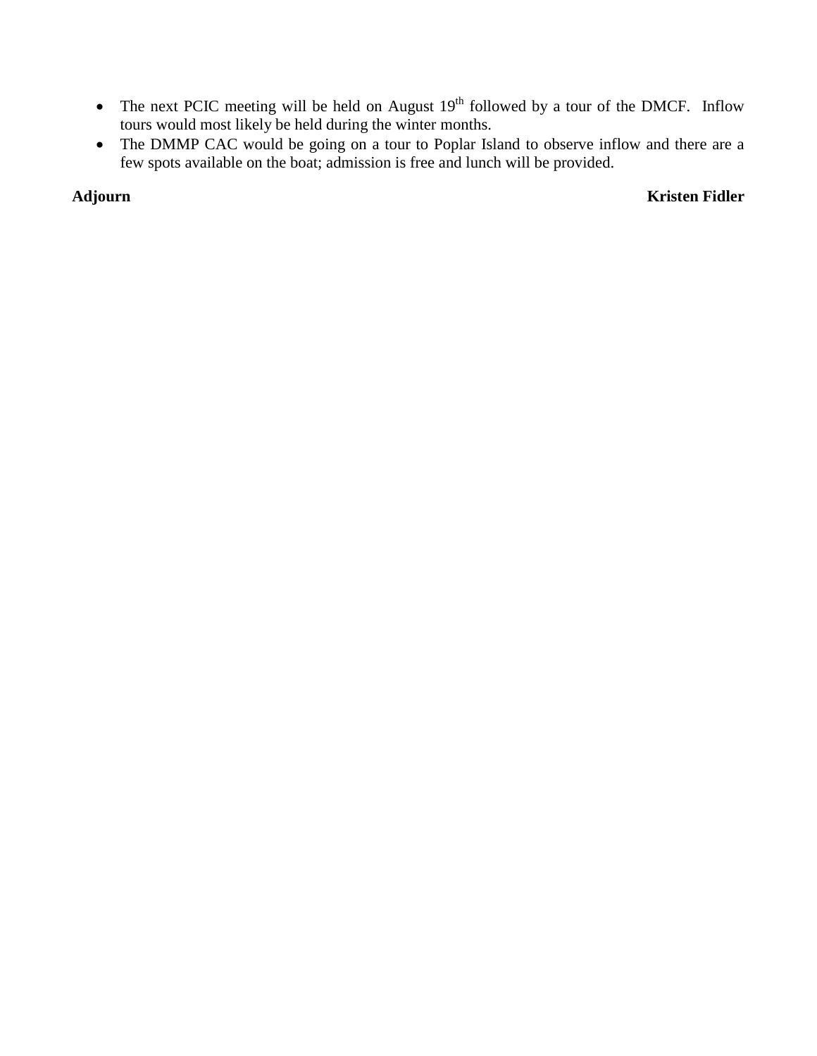- The next PCIC meeting will be held on August 19th followed by a tour of the DMCF. Inflow tours would most likely be held during the winter months.
- The DMMP CAC would be going on a tour to Poplar Island to observe inflow and there are a few spots available on the boat; admission is free and lunch will be provided.

**Adjourn** **Kristen Fidler**